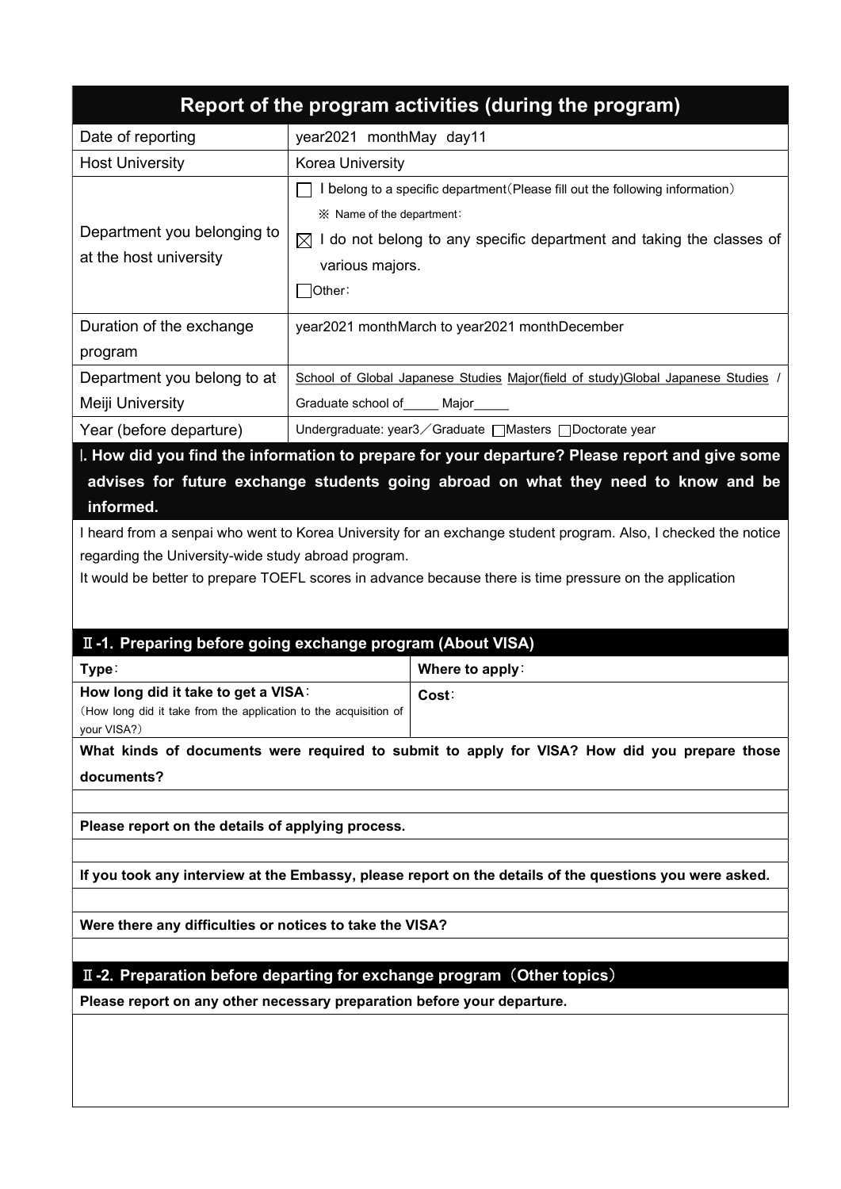# Report of the program activities (during the program)

| | |
|---|---|
| Date of reporting | year2021 monthMay day11 |
| Host University | Korea University |
| Department you belonging to at the host university | ☐ I belong to a specific department(Please fill out the following information)<br>※ Name of the department:<br>☒ I do not belong to any specific department and taking the classes of various majors.<br>☐Other: |
| Duration of the exchange program | year2021 monthMarch to year2021 monthDecember |
| Department you belong to at Meiji University | School of Global Japanese Studies Major(field of study)Global Japanese Studies / Graduate school of_____ Major_____ |
| Year (before departure) | Undergraduate: year3／Graduate ☐Masters ☐Doctorate year |

## Ⅰ. How did you find the information to prepare for your departure? Please report and give some advises for future exchange students going abroad on what they need to know and be informed.

I heard from a senpai who went to Korea University for an exchange student program. Also, I checked the notice regarding the University-wide study abroad program.

It would be better to prepare TOEFL scores in advance because there is time pressure on the application

## Ⅱ-1. Preparing before going exchange program (About VISA)

| | |
|---|---|
| **Type**: | **Where to apply**: |
| **How long did it take to get a VISA**:<br>(How long did it take from the application to the acquisition of your VISA?) | **Cost**: |

**What kinds of documents were required to submit to apply for VISA? How did you prepare those documents?**

**Please report on the details of applying process.**

**If you took any interview at the Embassy, please report on the details of the questions you were asked.**

**Were there any difficulties or notices to take the VISA?**

## Ⅱ-2. Preparation before departing for exchange program（Other topics）

**Please report on any other necessary preparation before your departure.**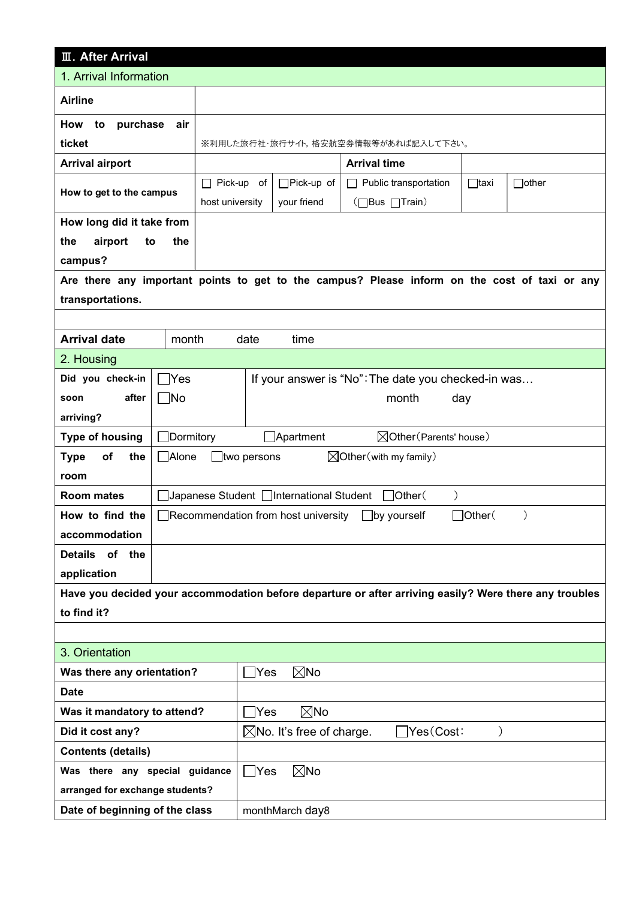## Ⅲ. After Arrival

### 1. Arrival Information

| | | | | | |
|---|---|---|---|---|---|
| **Airline** | | | | | |
| **How to purchase air ticket** | ※利用した旅行社･旅行サイト, 格安航空券情報等があれば記入して下さい。 | | | | |
| **Arrival airport** | | | **Arrival time** | | |
| **How to get to the campus** | ☐ Pick-up of host university | ☐Pick-up of your friend | ☐ Public transportation (☐Bus ☐Train) | ☐taxi | ☐other |
| **How long did it take from the airport to the campus?** | | | | | |

**Are there any important points to get to the campus? Please inform on the cost of taxi or any transportations.**

| | |
|---|---|
| **Arrival date** | month date time |

### 2. Housing

| | | |
|---|---|---|
| **Did you check-in soon after arriving?** | ☐Yes ☐No | If your answer is "No": The date you checked-in was… month day |
| **Type of housing** | ☐Dormitory ☐Apartment ☒Other(Parents' house) | |
| **Type of the room** | ☐Alone ☐two persons ☒Other(with my family) | |
| **Room mates** | ☐Japanese Student ☐International Student ☐Other( ) | |
| **How to find the accommodation** | ☐Recommendation from host university ☐by yourself ☐Other( ) | |
| **Details of the application** | | |

**Have you decided your accommodation before departure or after arriving easily? Were there any troubles to find it?**

### 3. Orientation

| | |
|---|---|
| **Was there any orientation?** | ☐Yes ☒No |
| **Date** | |
| **Was it mandatory to attend?** | ☐Yes ☒No |
| **Did it cost any?** | ☒No. It's free of charge. ☐Yes(Cost: ) |
| **Contents (details)** | |
| **Was there any special guidance arranged for exchange students?** | ☐Yes ☒No |
| **Date of beginning of the class** | monthMarch day8 |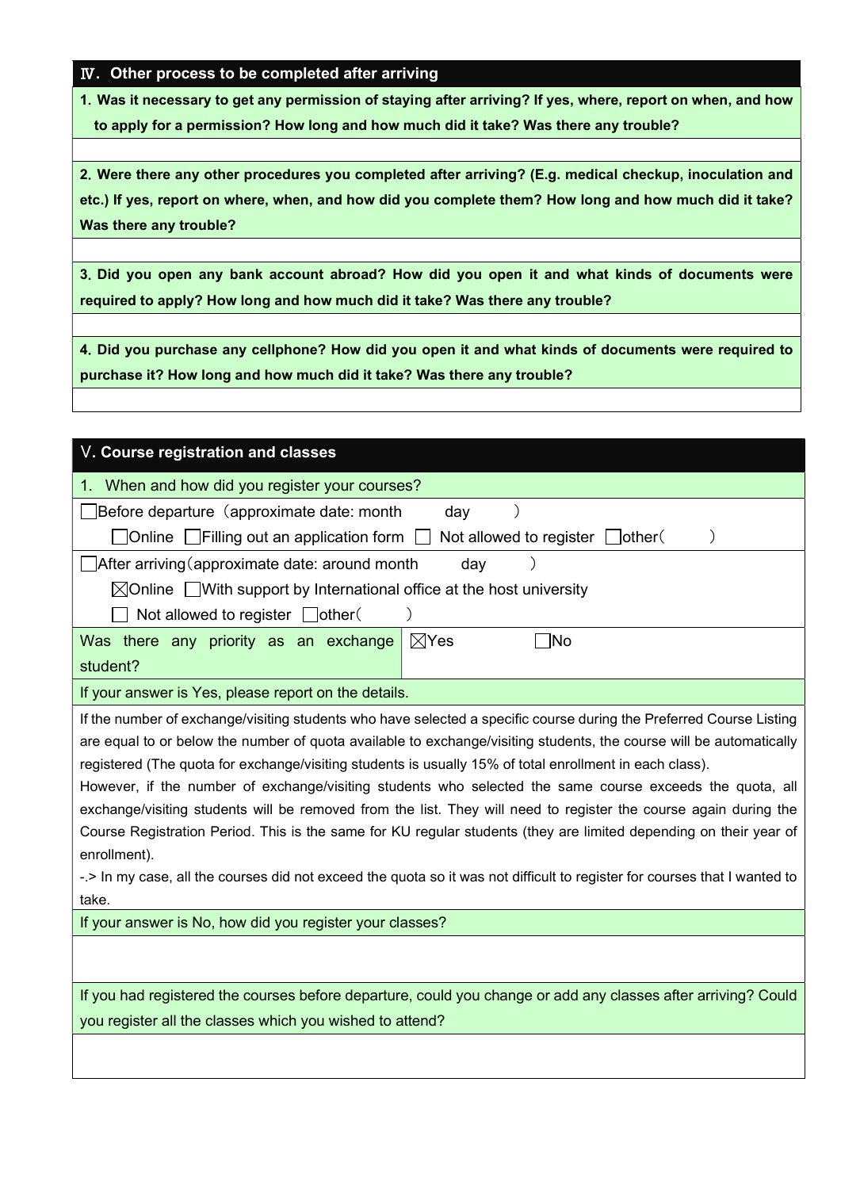## Ⅳ. Other process to be completed after arriving

**1. Was it necessary to get any permission of staying after arriving? If yes, where, report on when, and how to apply for a permission? How long and how much did it take? Was there any trouble?**

**2. Were there any other procedures you completed after arriving? (E.g. medical checkup, inoculation and etc.) If yes, report on where, when, and how did you complete them? How long and how much did it take? Was there any trouble?**

**3. Did you open any bank account abroad? How did you open it and what kinds of documents were required to apply? How long and how much did it take? Was there any trouble?**

**4. Did you purchase any cellphone? How did you open it and what kinds of documents were required to purchase it? How long and how much did it take? Was there any trouble?**

## Ⅴ. Course registration and classes

1. When and how did you register your courses?

☐Before departure（approximate date: month　　day　　）

☐Online ☐Filling out an application form ☐ Not allowed to register ☐other（　　）

☐After arriving（approximate date: around month　　day　　）

☒Online ☐With support by International office at the host university

☐ Not allowed to register ☐other（　　）

| Was there any priority as an exchange student? | ☒Yes ☐No |
|---|---|

If your answer is Yes, please report on the details.

If the number of exchange/visiting students who have selected a specific course during the Preferred Course Listing are equal to or below the number of quota available to exchange/visiting students, the course will be automatically registered (The quota for exchange/visiting students is usually 15% of total enrollment in each class).
However, if the number of exchange/visiting students who selected the same course exceeds the quota, all exchange/visiting students will be removed from the list. They will need to register the course again during the Course Registration Period. This is the same for KU regular students (they are limited depending on their year of enrollment).
-.> In my case, all the courses did not exceed the quota so it was not difficult to register for courses that I wanted to take.

If your answer is No, how did you register your classes?

If you had registered the courses before departure, could you change or add any classes after arriving? Could you register all the classes which you wished to attend?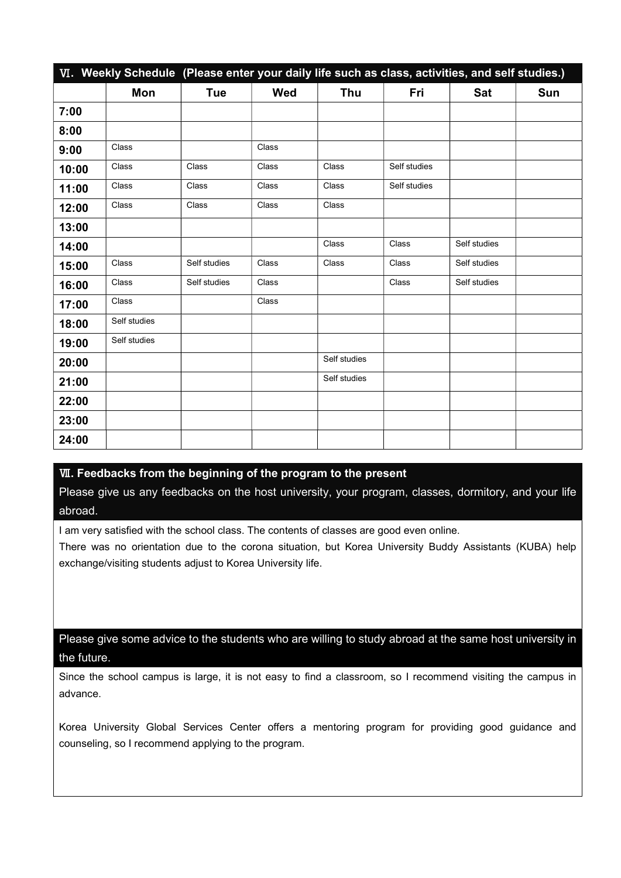## Ⅵ. Weekly Schedule (Please enter your daily life such as class, activities, and self studies.)

| | Mon | Tue | Wed | Thu | Fri | Sat | Sun |
|---|---|---|---|---|---|---|---|
| 7:00 | | | | | | | |
| 8:00 | | | | | | | |
| 9:00 | Class | | Class | | | | |
| 10:00 | Class | Class | Class | Class | Self studies | | |
| 11:00 | Class | Class | Class | Class | Self studies | | |
| 12:00 | Class | Class | Class | Class | | | |
| 13:00 | | | | | | | |
| 14:00 | | | | Class | Class | Self studies | |
| 15:00 | Class | Self studies | Class | Class | Class | Self studies | |
| 16:00 | Class | Self studies | Class | | Class | Self studies | |
| 17:00 | Class | | Class | | | | |
| 18:00 | Self studies | | | | | | |
| 19:00 | Self studies | | | | | | |
| 20:00 | | | | Self studies | | | |
| 21:00 | | | | Self studies | | | |
| 22:00 | | | | | | | |
| 23:00 | | | | | | | |
| 24:00 | | | | | | | |

## Ⅶ. Feedbacks from the beginning of the program to the present

Please give us any feedbacks on the host university, your program, classes, dormitory, and your life abroad.

I am very satisfied with the school class. The contents of classes are good even online.
There was no orientation due to the corona situation, but Korea University Buddy Assistants (KUBA) help exchange/visiting students adjust to Korea University life.

Please give some advice to the students who are willing to study abroad at the same host university in the future.

Since the school campus is large, it is not easy to find a classroom, so I recommend visiting the campus in advance.

Korea University Global Services Center offers a mentoring program for providing good guidance and counseling, so I recommend applying to the program.